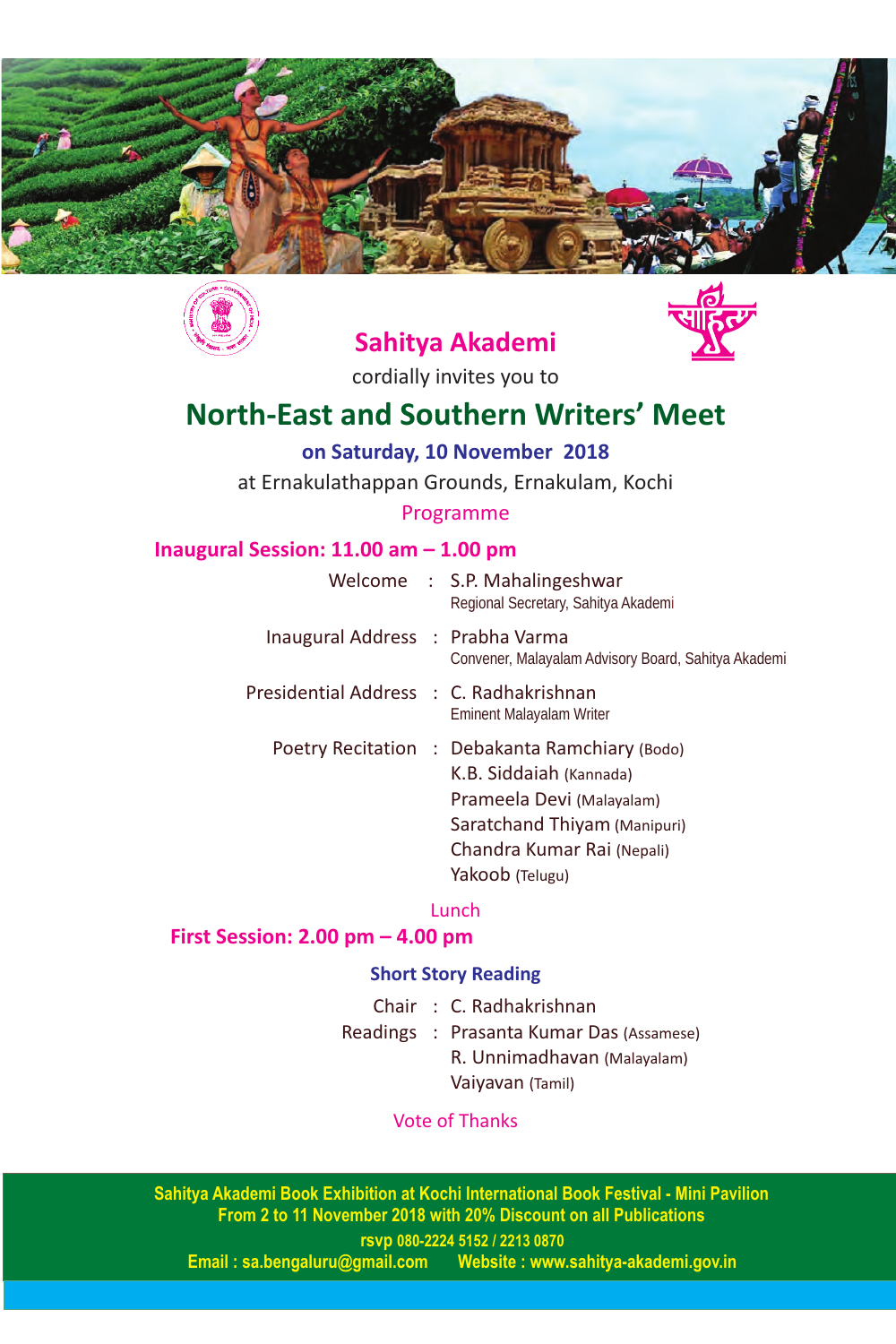## Sahitya Akademi

cordially invites you to

# North-East and Southern Writers' Meet

**on Saturday, 10 November 2018**

at Ernakulathappan Grounds, Ernakulam, Kochi

Programme

### Inaugural Session: 11.00 am – 1.00 pm

Welcome : S.P. Mahalingeshwar
Regional Secretary, Sahitya Akademi

Inaugural Address : Prabha Varma
Convener, Malayalam Advisory Board, Sahitya Akademi

Presidential Address : C. Radhakrishnan
Eminent Malayalam Writer

Poetry Recitation : Debakanta Ramchiary (Bodo)
K.B. Siddaiah (Kannada)
Prameela Devi (Malayalam)
Saratchand Thiyam (Manipuri)
Chandra Kumar Rai (Nepali)
Yakoob (Telugu)

Lunch

### First Session: 2.00 pm – 4.00 pm

**Short Story Reading**

Chair : C. Radhakrishnan

Readings : Prasanta Kumar Das (Assamese)
R. Unnimadhavan (Malayalam)
Vaiyavan (Tamil)

Vote of Thanks

**Sahitya Akademi Book Exhibition at Kochi International Book Festival - Mini Pavilion**
**From 2 to 11 November 2018 with 20% Discount on all Publications**

**rsvp 080-2224 5152 / 2213 0870**

**Email : sa.bengaluru@gmail.com Website : www.sahitya-akademi.gov.in**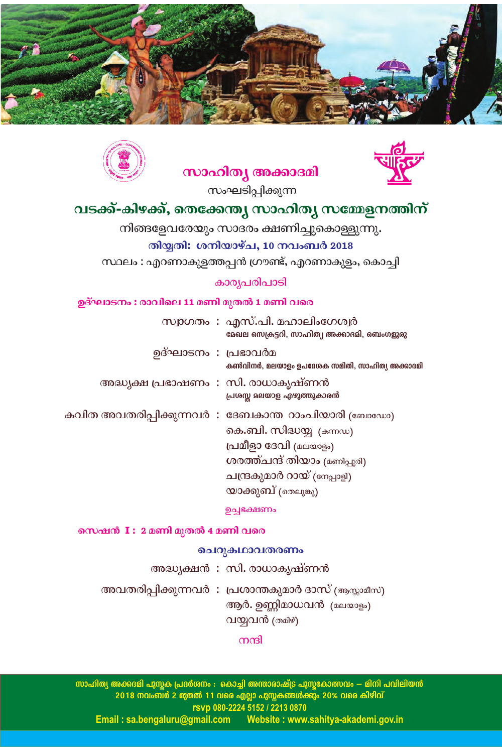# സാഹിത്യ അക്കാദമി

സംഘടിപ്പിക്കുന്ന

## വടക്ക്-കിഴക്ക്, തെക്കേന്ത്യ സാഹിത്യ സമ്മേളനത്തിന്

നിങ്ങളേവരേയും സാദരം ക്ഷണിച്ചുകൊള്ളുന്നു.

**തിയ്യതി: ശനിയാഴ്ച, 10 നവംബർ 2018**

സ്ഥലം : എറണാകുളത്തപ്പൻ ഗ്രൗണ്ട്, എറണാകുളം, കൊച്ചി

### കാര്യപരിപാടി

**ഉദ്ഘാടനം : രാവിലെ 11 മണി മുതൽ 1 മണി വരെ**

സ്വാഗതം : എസ്.പി. മഹാലിംഗേശ്വർ
**മേഖല സെക്രട്ടറി, സാഹിത്യ അക്കാദമി, ബെംഗളൂരു**

ഉദ്ഘാടനം : പ്രഭാവർമ
**കൺവീനർ, മലയാളം ഉപദേശക സമിതി, സാഹിത്യ അക്കാദമി**

അദ്ധ്യക്ഷ പ്രഭാഷണം : സി. രാധാകൃഷ്ണൻ
**പ്രശസ്ത മലയാള എഴുത്തുകാരൻ**

കവിത അവതരിപ്പിക്കുന്നവർ : ദേബകാന്ത റാംചിയാരി (ബോഡോ)
കെ.ബി. സിദ്ധയ്യ (കന്നഡ)
പ്രമീളാ ദേവി (മലയാളം)
ശരത്ച്ചന്ദ് തിയാം (മണിപ്പൂരി)
ചന്ദ്രകുമാർ റായ് (നേപ്പാളി)
യാക്കൂബ് (തെലുങ്കു)

ഉച്ചഭക്ഷണം

**സെഷൻ I : 2 മണി മുതൽ 4 മണി വരെ**

**ചെറുകഥാവതരണം**

അദ്ധ്യക്ഷൻ : സി. രാധാകൃഷ്ണൻ

അവതരിപ്പിക്കുന്നവർ : പ്രശാന്തകുമാർ ദാസ് (ആസ്സാമീസ്)
ആർ. ഉണ്ണിമാധവൻ (മലയാളം)
വയ്യവൻ (തമിഴ്)

നന്ദി

**സാഹിത്യ അക്കദമി പുസ്തക പ്രദർശനം : കൊച്ചി അന്താരാഷ്ട്ര പുസ്തകോത്സവം – മിനി പവിലിയൻ**
**2018 നവംബർ 2 മുതൽ 11 വരെ എല്ലാ പുസ്തകങ്ങൾക്കും 20% വരെ കിഴിവ്**
**rsvp 080-2224 5152 / 2213 0870**
**Email : sa.bengaluru@gmail.com Website : www.sahitya-akademi.gov.in**